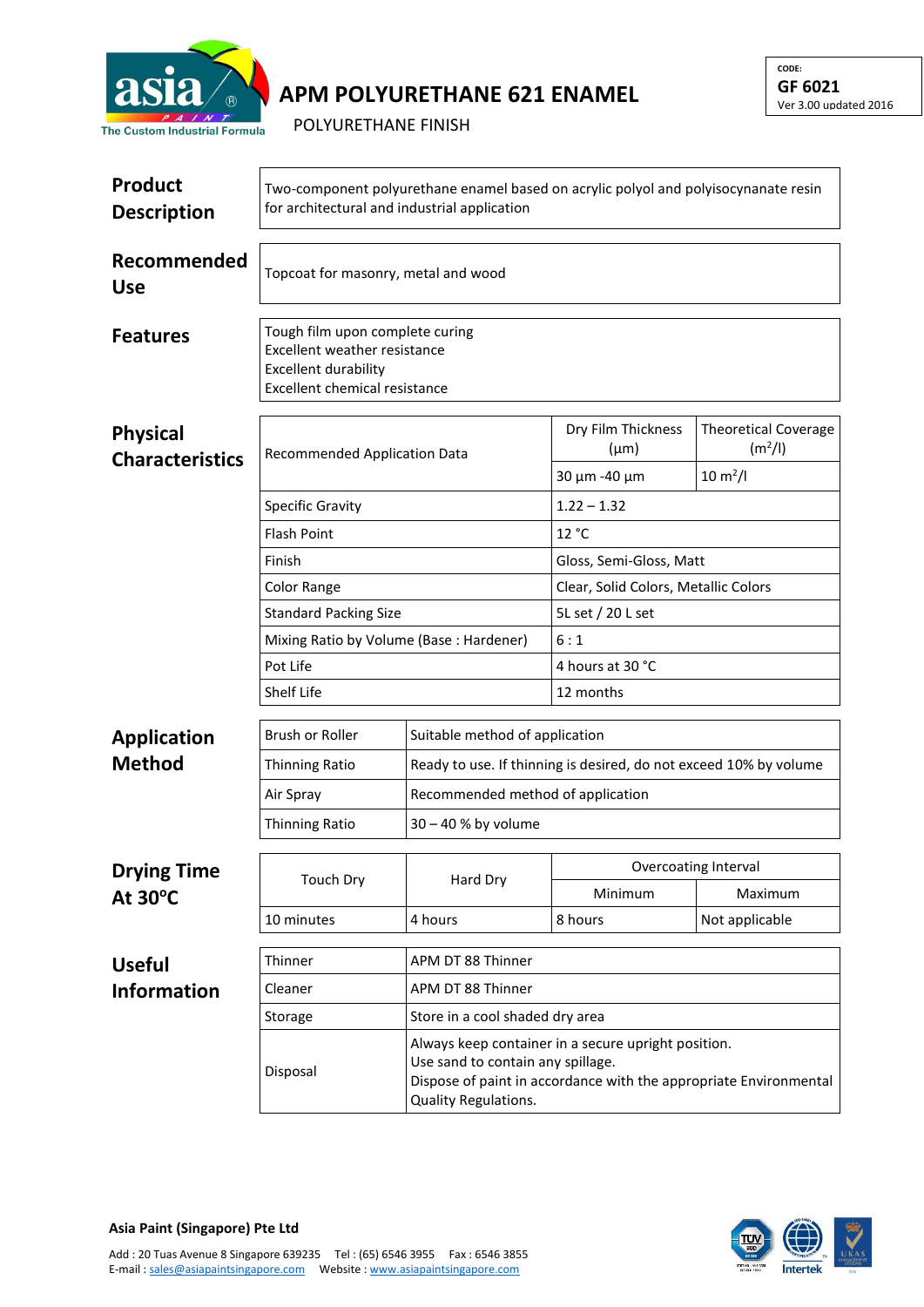# APM POLYURETHANE 621 ENAMEL

POLYURETHANE FINISH

CODE:
**GF 6021**
Ver 3.00 updated 2016

## Product Description

Two-component polyurethane enamel based on acrylic polyol and polyisocyanate resin for architectural and industrial application

## Recommended Use

Topcoat for masonry, metal and wood

## Features

Tough film upon complete curing
Excellent weather resistance
Excellent durability
Excellent chemical resistance

## Physical Characteristics

| Recommended Application Data | Dry Film Thickness (µm) | Theoretical Coverage ($m^2/l$) |
|---|---|---|
| | 30 µm -40 µm | 10 $m^2/l$ |
| Specific Gravity | 1.22 – 1.32 | |
| Flash Point | 12 °C | |
| Finish | Gloss, Semi-Gloss, Matt | |
| Color Range | Clear, Solid Colors, Metallic Colors | |
| Standard Packing Size | 5L set / 20 L set | |
| Mixing Ratio by Volume (Base : Hardener) | 6 : 1 | |
| Pot Life | 4 hours at 30 °C | |
| Shelf Life | 12 months | |

## Application Method

| Brush or Roller | Suitable method of application |
|---|---|
| Thinning Ratio | Ready to use. If thinning is desired, do not exceed 10% by volume |
| Air Spray | Recommended method of application |
| Thinning Ratio | 30 – 40 % by volume |

## Drying Time At 30°C

| Touch Dry | Hard Dry | Overcoating Interval | |
|---|---|---|---|
| | | Minimum | Maximum |
| 10 minutes | 4 hours | 8 hours | Not applicable |

## Useful Information

| Thinner | APM DT 88 Thinner |
|---|---|
| Cleaner | APM DT 88 Thinner |
| Storage | Store in a cool shaded dry area |
| Disposal | Always keep container in a secure upright position.<br>Use sand to contain any spillage.<br>Dispose of paint in accordance with the appropriate Environmental Quality Regulations. |

**Asia Paint (Singapore) Pte Ltd**

Add : 20 Tuas Avenue 8 Singapore 639235 Tel : (65) 6546 3955 Fax : 6546 3855
E-mail : sales@asiapaintsingapore.com Website : www.asiapaintsingapore.com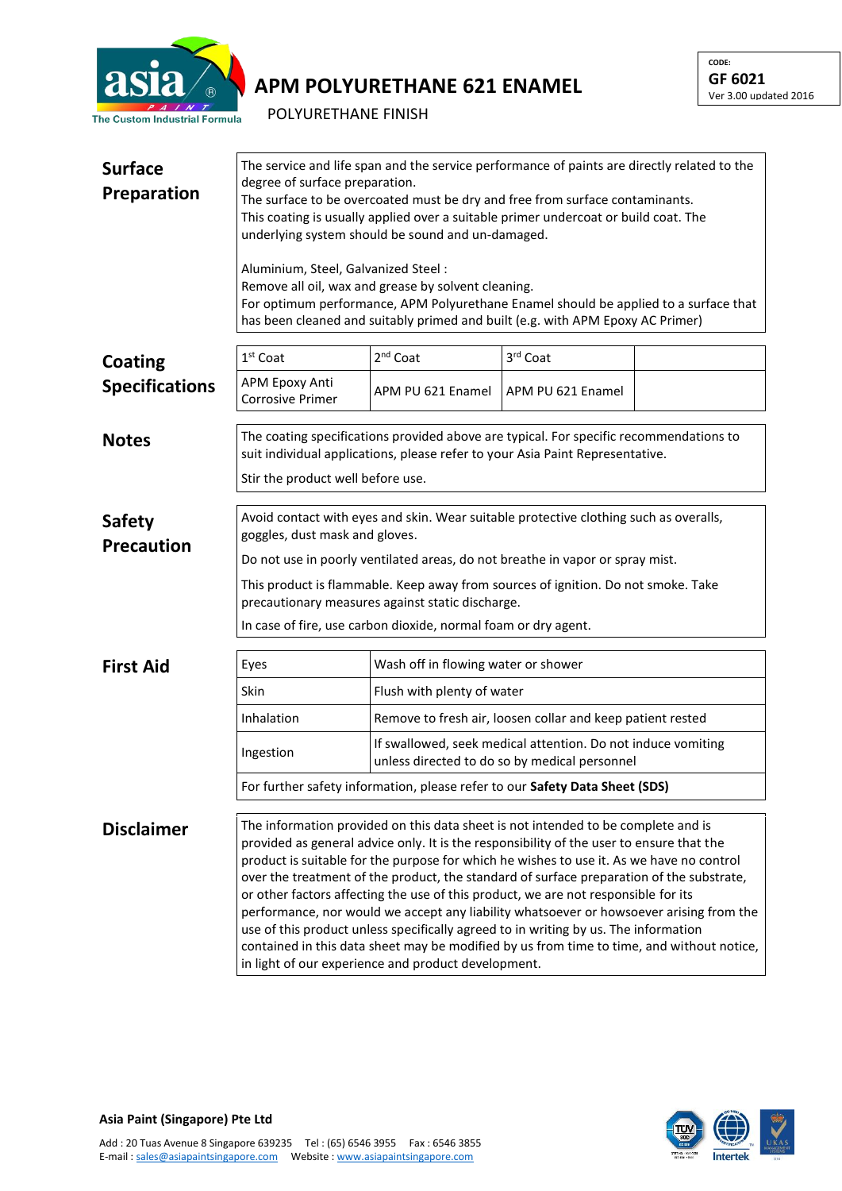# APM POLYURETHANE 621 ENAMEL

POLYURETHANE FINISH

CODE:
**GF 6021**
Ver 3.00 updated 2016

## Surface Preparation

The service and life span and the service performance of paints are directly related to the degree of surface preparation.
The surface to be overcoated must be dry and free from surface contaminants.
This coating is usually applied over a suitable primer undercoat or build coat. The underlying system should be sound and un-damaged.

Aluminium, Steel, Galvanized Steel :
Remove all oil, wax and grease by solvent cleaning.
For optimum performance, APM Polyurethane Enamel should be applied to a surface that has been cleaned and suitably primed and built (e.g. with APM Epoxy AC Primer)

## Coating Specifications

| 1st Coat | 2nd Coat | 3rd Coat | |
|---|---|---|---|
| APM Epoxy Anti Corrosive Primer | APM PU 621 Enamel | APM PU 621 Enamel | |

## Notes

The coating specifications provided above are typical. For specific recommendations to suit individual applications, please refer to your Asia Paint Representative.

Stir the product well before use.

## Safety Precaution

Avoid contact with eyes and skin. Wear suitable protective clothing such as overalls, goggles, dust mask and gloves.

Do not use in poorly ventilated areas, do not breathe in vapor or spray mist.

This product is flammable. Keep away from sources of ignition. Do not smoke. Take precautionary measures against static discharge.

In case of fire, use carbon dioxide, normal foam or dry agent.

## First Aid

| | |
|---|---|
| Eyes | Wash off in flowing water or shower |
| Skin | Flush with plenty of water |
| Inhalation | Remove to fresh air, loosen collar and keep patient rested |
| Ingestion | If swallowed, seek medical attention. Do not induce vomiting unless directed to do so by medical personnel |

For further safety information, please refer to our **Safety Data Sheet (SDS)**

## Disclaimer

The information provided on this data sheet is not intended to be complete and is provided as general advice only. It is the responsibility of the user to ensure that the product is suitable for the purpose for which he wishes to use it. As we have no control over the treatment of the product, the standard of surface preparation of the substrate, or other factors affecting the use of this product, we are not responsible for its performance, nor would we accept any liability whatsoever or howsoever arising from the use of this product unless specifically agreed to in writing by us. The information contained in this data sheet may be modified by us from time to time, and without notice, in light of our experience and product development.

**Asia Paint (Singapore) Pte Ltd**

Add : 20 Tuas Avenue 8 Singapore 639235 Tel : (65) 6546 3955 Fax : 6546 3855
E-mail : sales@asiapaintsingapore.com Website : www.asiapaintsingapore.com